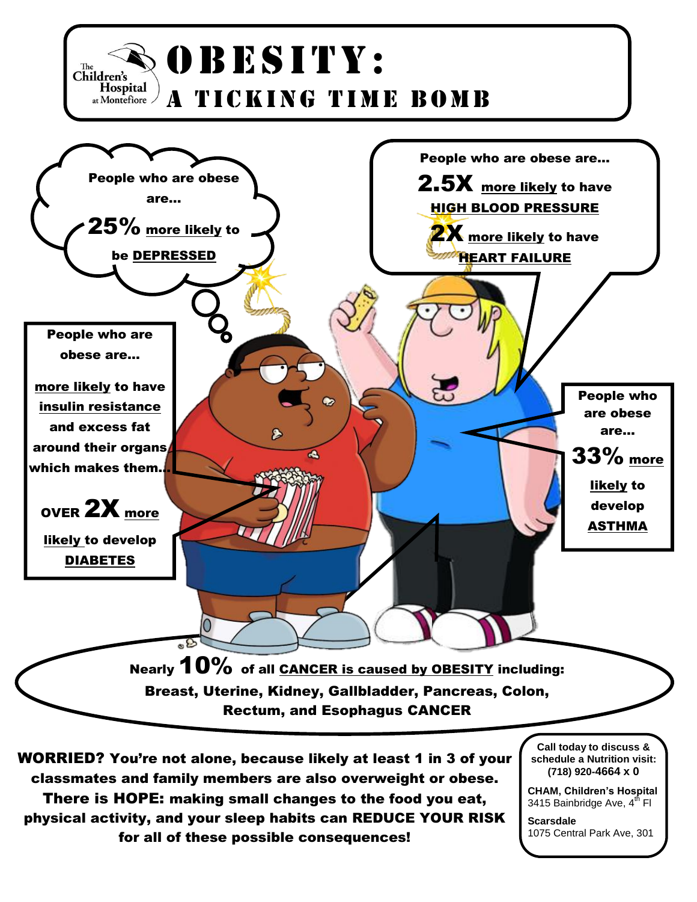The Children's Hospital at Montefiore

# OBESITY: A TICKING TIME BOMB

People who are obese are... **25%** more likely to be **DEPRESSED**

People who are obese are... **2.5X** more likely to have **HIGH BLOOD PRESSURE**

**2X** more likely to have **HEART FAILURE**

People who are obese are... more likely to have insulin resistance and excess fat around their organs which makes them... OVER **2X** more likely to develop **DIABETES**

People who are obese are... **33%** more likely to develop **ASTHMA**

Nearly **10%** of all **CANCER is caused by OBESITY** including: **Breast, Uterine, Kidney, Gallbladder, Pancreas, Colon, Rectum, and Esophagus CANCER**

**WORRIED? You're not alone, because likely at least 1 in 3 of your classmates and family members are also overweight or obese. There is HOPE: making small changes to the food you eat, physical activity, and your sleep habits can REDUCE YOUR RISK for all of these possible consequences!**

**Call today to discuss & schedule a Nutrition visit: (718) 920-4664 x 0**

**CHAM, Children's Hospital**
3415 Bainbridge Ave, 4th Fl

**Scarsdale**
1075 Central Park Ave, 301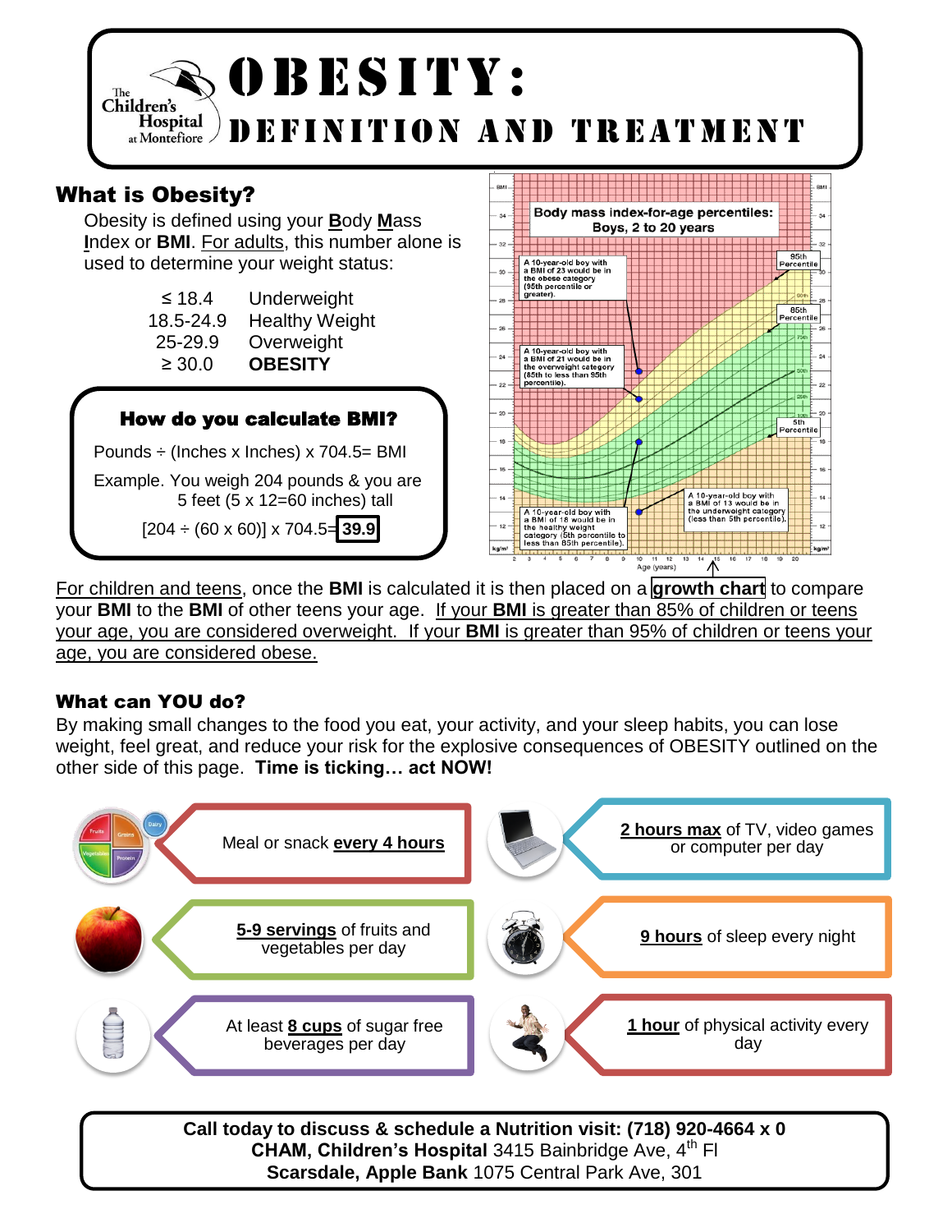# OBESITY: DEFINITION AND TREATMENT

The Children's Hospital at Montefiore

## What is Obesity?

Obesity is defined using your **B**ody **M**ass **I**ndex or **BMI**. For adults, this number alone is used to determine your weight status:

| | |
|---|---|
| ≤ 18.4 | Underweight |
| 18.5-24.9 | Healthy Weight |
| 25-29.9 | Overweight |
| ≥ 30.0 | **OBESITY** |

### How do you calculate BMI?

Pounds ÷ (Inches x Inches) x 704.5= BMI

Example. You weigh 204 pounds & you are 5 feet (5 x 12=60 inches) tall

[204 ÷ (60 x 60)] x 704.5= **39.9**

Body mass index-for-age percentiles: Boys, 2 to 20 years

A 10-year-old boy with a BMI of 23 would be in the obese category (95th percentile or greater).

A 10-year-old boy with a BMI of 21 would be in the overweight category (85th to less than 95th percentile).

A 10-year-old boy with a BMI of 18 would be in the healthy weight category (5th percentile to less than 85th percentile).

A 10-year-old boy with a BMI of 13 would be in the underweight category (less than 5th percentile).

95th Percentile

85th Percentile

5th Percentile

Age (years)

For children and teens, once the **BMI** is calculated it is then placed on a **growth chart** to compare your **BMI** to the **BMI** of other teens your age. If your **BMI** is greater than 85% of children or teens your age, you are considered overweight. If your **BMI** is greater than 95% of children or teens your age, you are considered obese.

## What can YOU do?

By making small changes to the food you eat, your activity, and your sleep habits, you can lose weight, feel great, and reduce your risk for the explosive consequences of OBESITY outlined on the other side of this page. **Time is ticking… act NOW!**

- Meal or snack **every 4 hours**
- **2 hours max** of TV, video games or computer per day
- **5-9 servings** of fruits and vegetables per day
- **9 hours** of sleep every night
- At least **8 cups** of sugar free beverages per day
- **1 hour** of physical activity every day

**Call today to discuss & schedule a Nutrition visit: (718) 920-4664 x 0**
**CHAM, Children's Hospital** 3415 Bainbridge Ave, 4th Fl
**Scarsdale, Apple Bank** 1075 Central Park Ave, 301